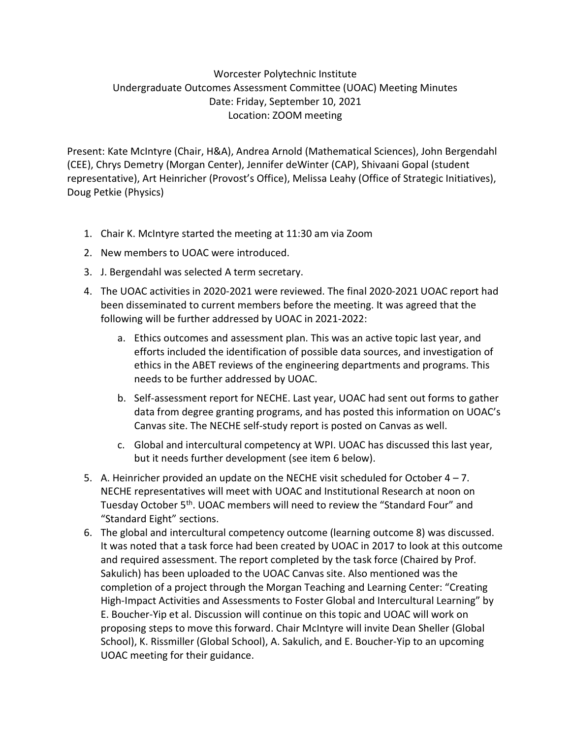Worcester Polytechnic Institute
Undergraduate Outcomes Assessment Committee (UOAC) Meeting Minutes
Date: Friday, September 10, 2021
Location: ZOOM meeting

Present: Kate McIntyre (Chair, H&A), Andrea Arnold (Mathematical Sciences), John Bergendahl (CEE), Chrys Demetry (Morgan Center), Jennifer deWinter (CAP), Shivaani Gopal (student representative), Art Heinricher (Provost's Office), Melissa Leahy (Office of Strategic Initiatives), Doug Petkie (Physics)

1. Chair K. McIntyre started the meeting at 11:30 am via Zoom
2. New members to UOAC were introduced.
3. J. Bergendahl was selected A term secretary.
4. The UOAC activities in 2020-2021 were reviewed. The final 2020-2021 UOAC report had been disseminated to current members before the meeting. It was agreed that the following will be further addressed by UOAC in 2021-2022:
   a. Ethics outcomes and assessment plan. This was an active topic last year, and efforts included the identification of possible data sources, and investigation of ethics in the ABET reviews of the engineering departments and programs. This needs to be further addressed by UOAC.
   b. Self-assessment report for NECHE. Last year, UOAC had sent out forms to gather data from degree granting programs, and has posted this information on UOAC's Canvas site. The NECHE self-study report is posted on Canvas as well.
   c. Global and intercultural competency at WPI. UOAC has discussed this last year, but it needs further development (see item 6 below).
5. A. Heinricher provided an update on the NECHE visit scheduled for October 4 – 7. NECHE representatives will meet with UOAC and Institutional Research at noon on Tuesday October 5th. UOAC members will need to review the "Standard Four" and "Standard Eight" sections.
6. The global and intercultural competency outcome (learning outcome 8) was discussed. It was noted that a task force had been created by UOAC in 2017 to look at this outcome and required assessment. The report completed by the task force (Chaired by Prof. Sakulich) has been uploaded to the UOAC Canvas site. Also mentioned was the completion of a project through the Morgan Teaching and Learning Center: "Creating High-Impact Activities and Assessments to Foster Global and Intercultural Learning" by E. Boucher-Yip et al. Discussion will continue on this topic and UOAC will work on proposing steps to move this forward. Chair McIntyre will invite Dean Sheller (Global School), K. Rissmiller (Global School), A. Sakulich, and E. Boucher-Yip to an upcoming UOAC meeting for their guidance.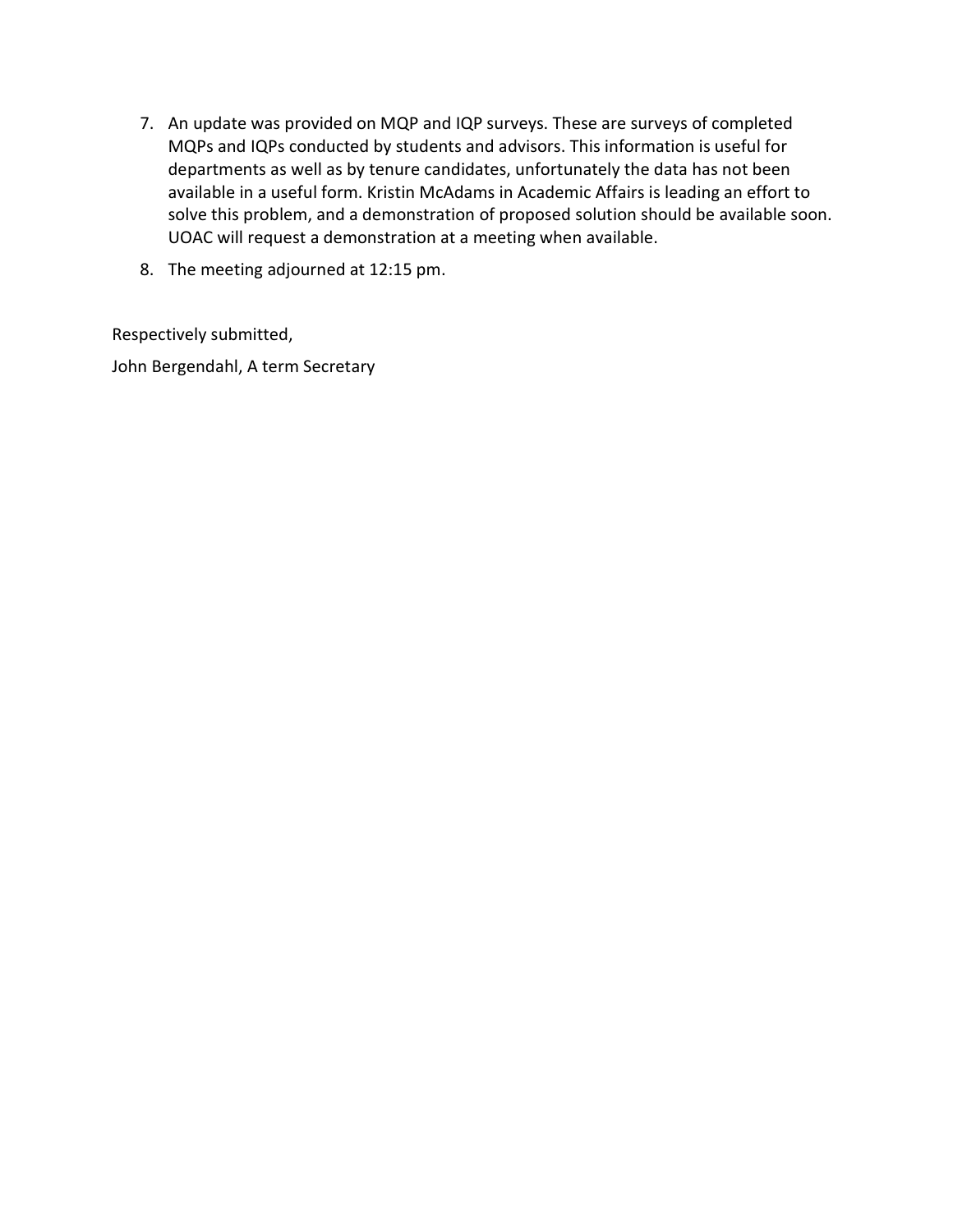7. An update was provided on MQP and IQP surveys. These are surveys of completed MQPs and IQPs conducted by students and advisors. This information is useful for departments as well as by tenure candidates, unfortunately the data has not been available in a useful form. Kristin McAdams in Academic Affairs is leading an effort to solve this problem, and a demonstration of proposed solution should be available soon. UOAC will request a demonstration at a meeting when available.
8. The meeting adjourned at 12:15 pm.

Respectively submitted,

John Bergendahl, A term Secretary